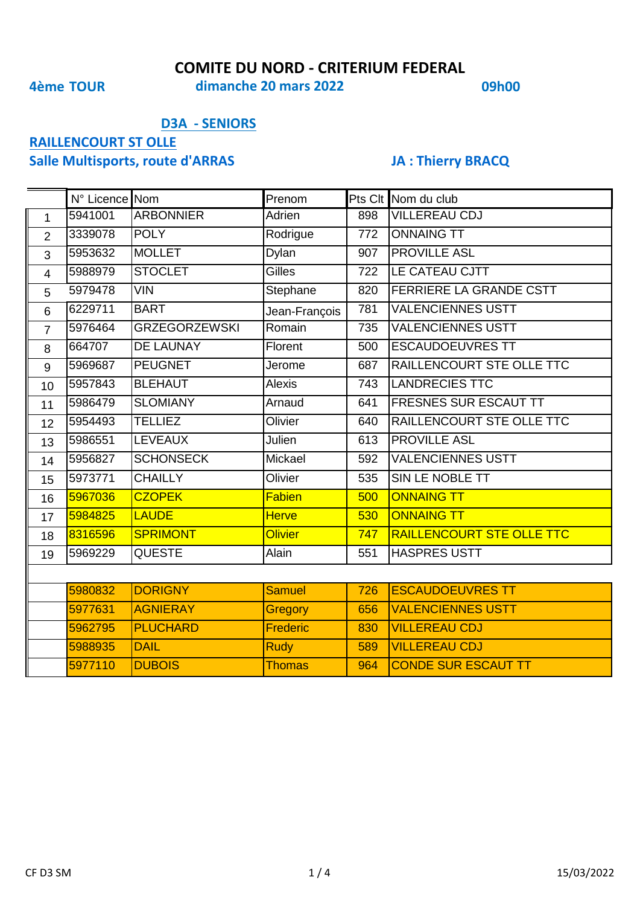# COMITE DU NORD - CRITERIUM FEDERAL

**4ème TOUR** **dimanche 20 mars 2022** **09h00**

## D3A - SENIORS

**RAILLENCOURT ST OLLE**

**Salle Multisports, route d'ARRAS** **JA : Thierry BRACQ**

| | N° Licence | Nom | Prenom | Pts Clt | Nom du club |
|---|---|---|---|---|---|
| 1 | 5941001 | ARBONNIER | Adrien | 898 | VILLEREAU CDJ |
| 2 | 3339078 | POLY | Rodrigue | 772 | ONNAING TT |
| 3 | 5953632 | MOLLET | Dylan | 907 | PROVILLE ASL |
| 4 | 5988979 | STOCLET | Gilles | 722 | LE CATEAU CJTT |
| 5 | 5979478 | VIN | Stephane | 820 | FERRIERE LA GRANDE CSTT |
| 6 | 6229711 | BART | Jean-François | 781 | VALENCIENNES USTT |
| 7 | 5976464 | GRZEGORZEWSKI | Romain | 735 | VALENCIENNES USTT |
| 8 | 664707 | DE LAUNAY | Florent | 500 | ESCAUDOEUVRES TT |
| 9 | 5969687 | PEUGNET | Jerome | 687 | RAILLENCOURT STE OLLE TTC |
| 10 | 5957843 | BLEHAUT | Alexis | 743 | LANDRECIES TTC |
| 11 | 5986479 | SLOMIANY | Arnaud | 641 | FRESNES SUR ESCAUT TT |
| 12 | 5954493 | TELLIEZ | Olivier | 640 | RAILLENCOURT STE OLLE TTC |
| 13 | 5986551 | LEVEAUX | Julien | 613 | PROVILLE ASL |
| 14 | 5956827 | SCHONSECK | Mickael | 592 | VALENCIENNES USTT |
| 15 | 5973771 | CHAILLY | Olivier | 535 | SIN LE NOBLE TT |
| 16 | 5967036 | CZOPEK | Fabien | 500 | ONNAING TT |
| 17 | 5984825 | LAUDE | Herve | 530 | ONNAING TT |
| 18 | 8316596 | SPRIMONT | Olivier | 747 | RAILLENCOURT STE OLLE TTC |
| 19 | 5969229 | QUESTE | Alain | 551 | HASPRES USTT |
| | | | | | |
| | 5980832 | DORIGNY | Samuel | 726 | ESCAUDOEUVRES TT |
| | 5977631 | AGNIERAY | Gregory | 656 | VALENCIENNES USTT |
| | 5962795 | PLUCHARD | Frederic | 830 | VILLEREAU CDJ |
| | 5988935 | DAIL | Rudy | 589 | VILLEREAU CDJ |
| | 5977110 | DUBOIS | Thomas | 964 | CONDE SUR ESCAUT TT |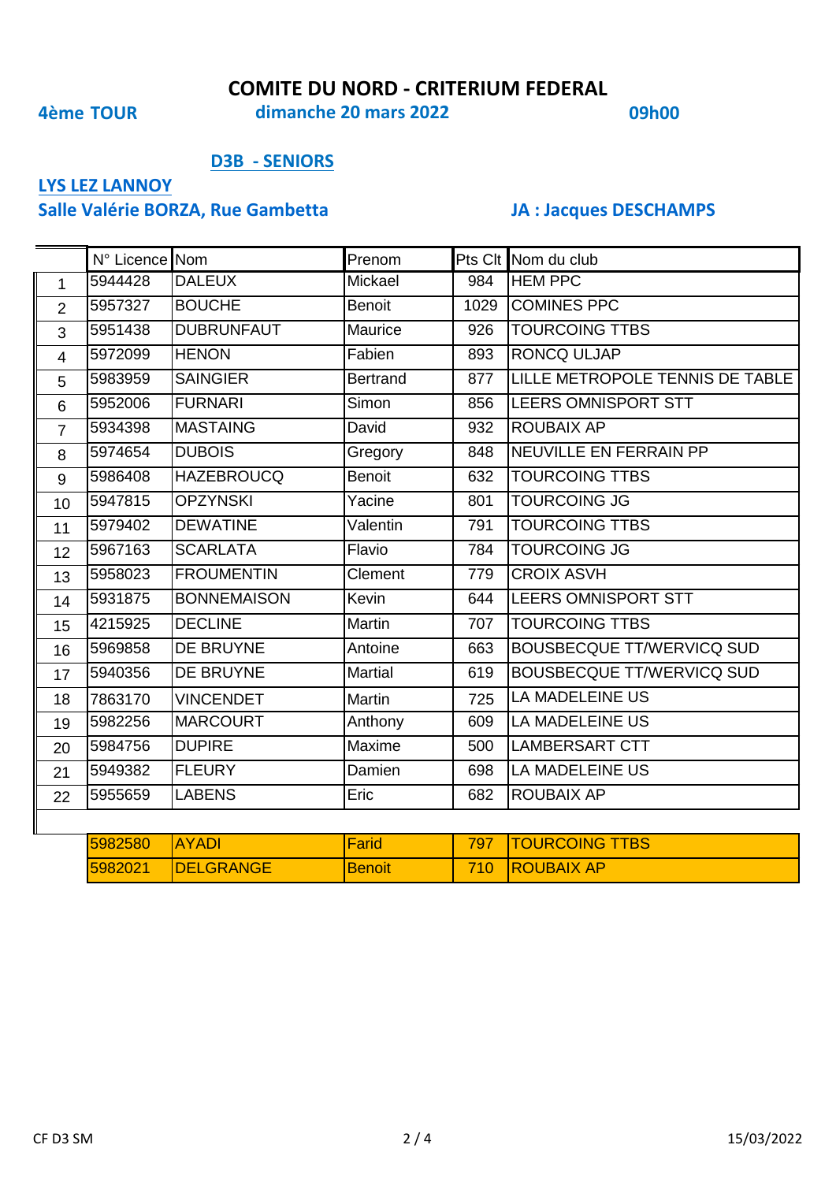# COMITE DU NORD - CRITERIUM FEDERAL

**4ème TOUR** **dimanche 20 mars 2022** **09h00**

## D3B - SENIORS

**LYS LEZ LANNOY**

**Salle Valérie BORZA, Rue Gambetta** **JA : Jacques DESCHAMPS**

| | N° Licence | Nom | Prenom | Pts Clt | Nom du club |
|---|---|---|---|---|---|
| 1 | 5944428 | DALEUX | Mickael | 984 | HEM PPC |
| 2 | 5957327 | BOUCHE | Benoit | 1029 | COMINES PPC |
| 3 | 5951438 | DUBRUNFAUT | Maurice | 926 | TOURCOING TTBS |
| 4 | 5972099 | HENON | Fabien | 893 | RONCQ ULJAP |
| 5 | 5983959 | SAINGIER | Bertrand | 877 | LILLE METROPOLE TENNIS DE TABLE |
| 6 | 5952006 | FURNARI | Simon | 856 | LEERS OMNISPORT STT |
| 7 | 5934398 | MASTAING | David | 932 | ROUBAIX AP |
| 8 | 5974654 | DUBOIS | Gregory | 848 | NEUVILLE EN FERRAIN PP |
| 9 | 5986408 | HAZEBROUCQ | Benoit | 632 | TOURCOING TTBS |
| 10 | 5947815 | OPZYNSKI | Yacine | 801 | TOURCOING JG |
| 11 | 5979402 | DEWATINE | Valentin | 791 | TOURCOING TTBS |
| 12 | 5967163 | SCARLATA | Flavio | 784 | TOURCOING JG |
| 13 | 5958023 | FROUMENTIN | Clement | 779 | CROIX ASVH |
| 14 | 5931875 | BONNEMAISON | Kevin | 644 | LEERS OMNISPORT STT |
| 15 | 4215925 | DECLINE | Martin | 707 | TOURCOING TTBS |
| 16 | 5969858 | DE BRUYNE | Antoine | 663 | BOUSBECQUE TT/WERVICQ SUD |
| 17 | 5940356 | DE BRUYNE | Martial | 619 | BOUSBECQUE TT/WERVICQ SUD |
| 18 | 7863170 | VINCENDET | Martin | 725 | LA MADELEINE US |
| 19 | 5982256 | MARCOURT | Anthony | 609 | LA MADELEINE US |
| 20 | 5984756 | DUPIRE | Maxime | 500 | LAMBERSART CTT |
| 21 | 5949382 | FLEURY | Damien | 698 | LA MADELEINE US |
| 22 | 5955659 | LABENS | Eric | 682 | ROUBAIX AP |

| N° Licence | Nom | Prenom | Pts Clt | Nom du club |
|---|---|---|---|---|
| 5982580 | AYADI | Farid | 797 | TOURCOING TTBS |
| 5982021 | DELGRANGE | Benoit | 710 | ROUBAIX AP |

CF D3 SM 15/03/2022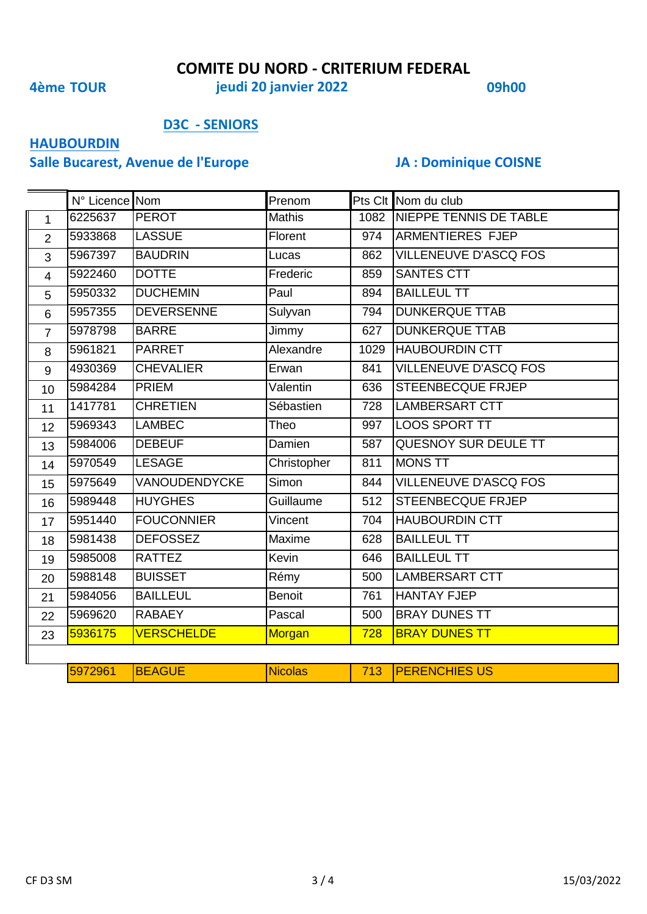# COMITE DU NORD - CRITERIUM FEDERAL

**4ème TOUR** **jeudi 20 janvier 2022** **09h00**

## D3C - SENIORS

**HAUBOURDIN**

**Salle Bucarest, Avenue de l'Europe** **JA : Dominique COISNE**

| | N° Licence | Nom | Prenom | Pts Clt | Nom du club |
|---|---|---|---|---|---|
| 1 | 6225637 | PEROT | Mathis | 1082 | NIEPPE TENNIS DE TABLE |
| 2 | 5933868 | LASSUE | Florent | 974 | ARMENTIERES FJEP |
| 3 | 5967397 | BAUDRIN | Lucas | 862 | VILLENEUVE D'ASCQ FOS |
| 4 | 5922460 | DOTTE | Frederic | 859 | SANTES CTT |
| 5 | 5950332 | DUCHEMIN | Paul | 894 | BAILLEUL TT |
| 6 | 5957355 | DEVERSENNE | Sulyvan | 794 | DUNKERQUE TTAB |
| 7 | 5978798 | BARRE | Jimmy | 627 | DUNKERQUE TTAB |
| 8 | 5961821 | PARRET | Alexandre | 1029 | HAUBOURDIN CTT |
| 9 | 4930369 | CHEVALIER | Erwan | 841 | VILLENEUVE D'ASCQ FOS |
| 10 | 5984284 | PRIEM | Valentin | 636 | STEENBECQUE FRJEP |
| 11 | 1417781 | CHRETIEN | Sébastien | 728 | LAMBERSART CTT |
| 12 | 5969343 | LAMBEC | Theo | 997 | LOOS SPORT TT |
| 13 | 5984006 | DEBEUF | Damien | 587 | QUESNOY SUR DEULE TT |
| 14 | 5970549 | LESAGE | Christopher | 811 | MONS TT |
| 15 | 5975649 | VANOUDENDYCKE | Simon | 844 | VILLENEUVE D'ASCQ FOS |
| 16 | 5989448 | HUYGHES | Guillaume | 512 | STEENBECQUE FRJEP |
| 17 | 5951440 | FOUCONNIER | Vincent | 704 | HAUBOURDIN CTT |
| 18 | 5981438 | DEFOSSEZ | Maxime | 628 | BAILLEUL TT |
| 19 | 5985008 | RATTEZ | Kevin | 646 | BAILLEUL TT |
| 20 | 5988148 | BUISSET | Rémy | 500 | LAMBERSART CTT |
| 21 | 5984056 | BAILLEUL | Benoit | 761 | HANTAY FJEP |
| 22 | 5969620 | RABAEY | Pascal | 500 | BRAY DUNES TT |
| 23 | 5936175 | VERSCHELDE | Morgan | 728 | BRAY DUNES TT |
| | | | | | |
| | 5972961 | BEAGUE | Nicolas | 713 | PERENCHIES US |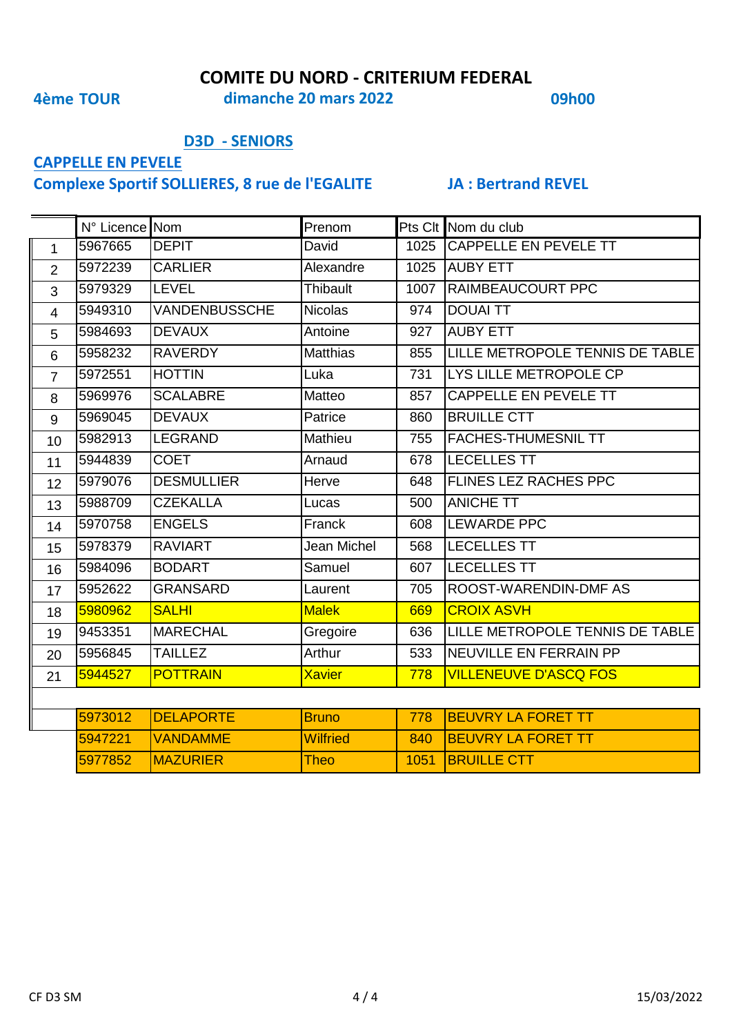# COMITE DU NORD - CRITERIUM FEDERAL

**4ème TOUR** **dimanche 20 mars 2022** **09h00**

## D3D - SENIORS

**CAPPELLE EN PEVELE**

**Complexe Sportif SOLLIERES, 8 rue de l'EGALITE** **JA : Bertrand REVEL**

| | N° Licence | Nom | Prenom | Pts Clt | Nom du club |
|---|---|---|---|---|---|
| 1 | 5967665 | DEPIT | David | 1025 | CAPPELLE EN PEVELE TT |
| 2 | 5972239 | CARLIER | Alexandre | 1025 | AUBY ETT |
| 3 | 5979329 | LEVEL | Thibault | 1007 | RAIMBEAUCOURT PPC |
| 4 | 5949310 | VANDENBUSSCHE | Nicolas | 974 | DOUAI TT |
| 5 | 5984693 | DEVAUX | Antoine | 927 | AUBY ETT |
| 6 | 5958232 | RAVERDY | Matthias | 855 | LILLE METROPOLE TENNIS DE TABLE |
| 7 | 5972551 | HOTTIN | Luka | 731 | LYS LILLE METROPOLE CP |
| 8 | 5969976 | SCALABRE | Matteo | 857 | CAPPELLE EN PEVELE TT |
| 9 | 5969045 | DEVAUX | Patrice | 860 | BRUILLE CTT |
| 10 | 5982913 | LEGRAND | Mathieu | 755 | FACHES-THUMESNIL TT |
| 11 | 5944839 | COET | Arnaud | 678 | LECELLES TT |
| 12 | 5979076 | DESMULLIER | Herve | 648 | FLINES LEZ RACHES PPC |
| 13 | 5988709 | CZEKALLA | Lucas | 500 | ANICHE TT |
| 14 | 5970758 | ENGELS | Franck | 608 | LEWARDE PPC |
| 15 | 5978379 | RAVIART | Jean Michel | 568 | LECELLES TT |
| 16 | 5984096 | BODART | Samuel | 607 | LECELLES TT |
| 17 | 5952622 | GRANSARD | Laurent | 705 | ROOST-WARENDIN-DMF AS |
| 18 | 5980962 | SALHI | Malek | 669 | CROIX ASVH |
| 19 | 9453351 | MARECHAL | Gregoire | 636 | LILLE METROPOLE TENNIS DE TABLE |
| 20 | 5956845 | TAILLEZ | Arthur | 533 | NEUVILLE EN FERRAIN PP |
| 21 | 5944527 | POTTRAIN | Xavier | 778 | VILLENEUVE D'ASCQ FOS |
| | | | | | |
| | 5973012 | DELAPORTE | Bruno | 778 | BEUVRY LA FORET TT |
| | 5947221 | VANDAMME | Wilfried | 840 | BEUVRY LA FORET TT |
| | 5977852 | MAZURIER | Theo | 1051 | BRUILLE CTT |

CF D3 SM 15/03/2022